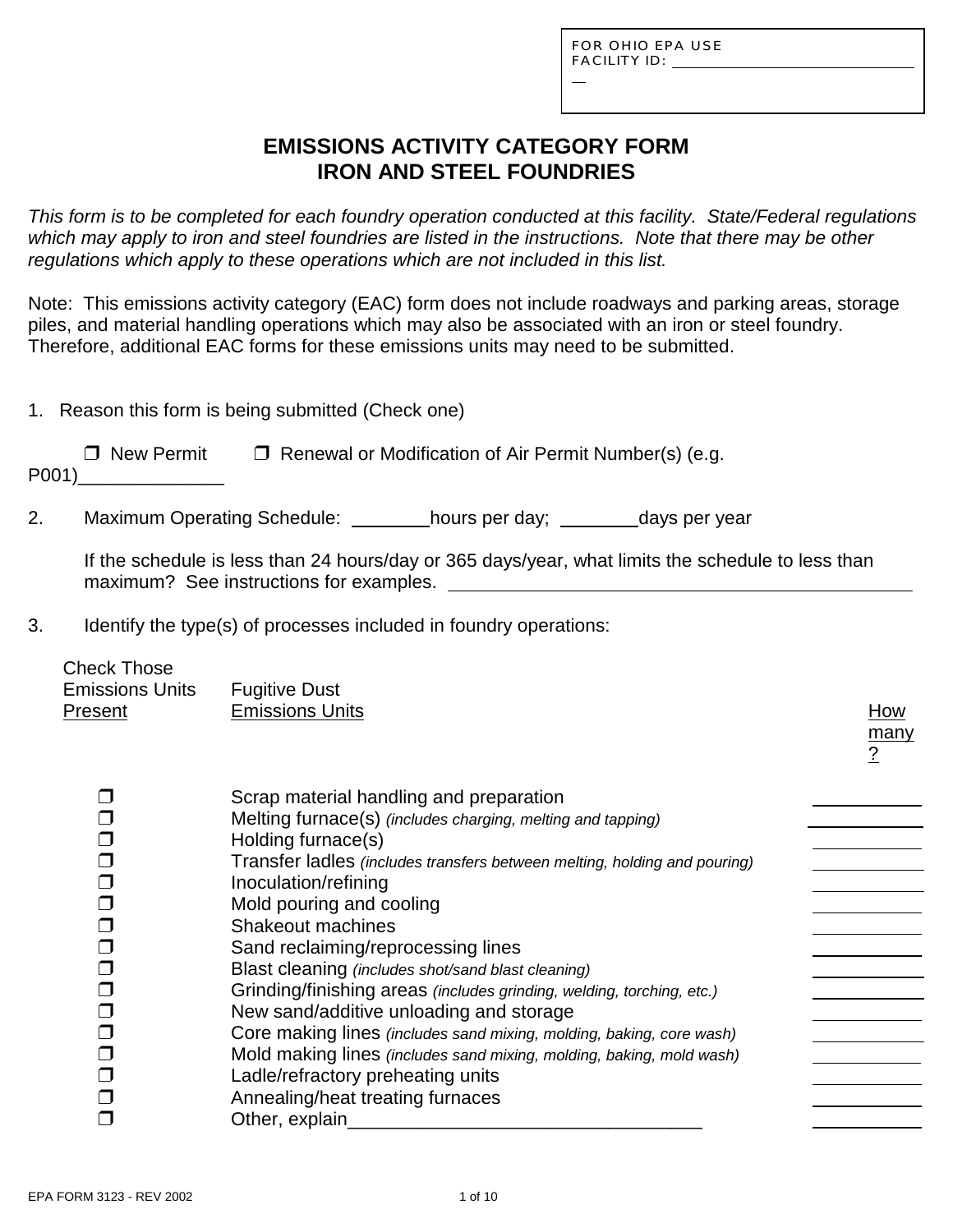FOR OHIO EPA USE
FACILITY ID: ______________________

# EMISSIONS ACTIVITY CATEGORY FORM
# IRON AND STEEL FOUNDRIES

*This form is to be completed for each foundry operation conducted at this facility. State/Federal regulations which may apply to iron and steel foundries are listed in the instructions. Note that there may be other regulations which apply to these operations which are not included in this list.*

Note: This emissions activity category (EAC) form does not include roadways and parking areas, storage piles, and material handling operations which may also be associated with an iron or steel foundry. Therefore, additional EAC forms for these emissions units may need to be submitted.

1. Reason this form is being submitted (Check one)

   ❒ New Permit ❒ Renewal or Modification of Air Permit Number(s) (e.g. P001)______________

2. Maximum Operating Schedule: ________hours per day; ________days per year

   If the schedule is less than 24 hours/day or 365 days/year, what limits the schedule to less than maximum? See instructions for examples. ______________________________________________

3. Identify the type(s) of processes included in foundry operations:

| Check Those Emissions Units Present | Fugitive Dust Emissions Units | How many? |
|---|---|---|
| ❒ | Scrap material handling and preparation | ______ |
| ❒ | Melting furnace(s) *(includes charging, melting and tapping)* | ______ |
| ❒ | Holding furnace(s) | ______ |
| ❒ | Transfer ladles *(includes transfers between melting, holding and pouring)* | ______ |
| ❒ | Inoculation/refining | ______ |
| ❒ | Mold pouring and cooling | ______ |
| ❒ | Shakeout machines | ______ |
| ❒ | Sand reclaiming/reprocessing lines | ______ |
| ❒ | Blast cleaning *(includes shot/sand blast cleaning)* | ______ |
| ❒ | Grinding/finishing areas *(includes grinding, welding, torching, etc.)* | ______ |
| ❒ | New sand/additive unloading and storage | ______ |
| ❒ | Core making lines *(includes sand mixing, molding, baking, core wash)* | ______ |
| ❒ | Mold making lines *(includes sand mixing, molding, baking, mold wash)* | ______ |
| ❒ | Ladle/refractory preheating units | ______ |
| ❒ | Annealing/heat treating furnaces | ______ |
| ❒ | Other, explain___________________________________ | ______ |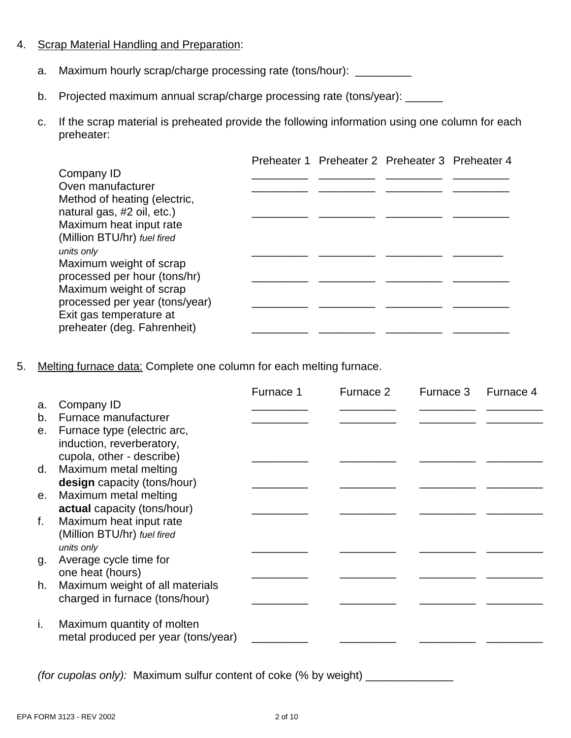4. Scrap Material Handling and Preparation:

   a. Maximum hourly scrap/charge processing rate (tons/hour): _________

   b. Projected maximum annual scrap/charge processing rate (tons/year): ______

   c. If the scrap material is preheated provide the following information using one column for each preheater:

| | Preheater 1 | Preheater 2 | Preheater 3 | Preheater 4 |
|---|---|---|---|---|
| Company ID | _________ | _________ | _________ | _________ |
| Oven manufacturer | _________ | _________ | _________ | _________ |
| Method of heating (electric, natural gas, #2 oil, etc.) | _________ | _________ | _________ | _________ |
| Maximum heat input rate (Million BTU/hr) *fuel fired units only* | _________ | _________ | _________ | ________ |
| Maximum weight of scrap processed per hour (tons/hr) | _________ | _________ | _________ | _________ |
| Maximum weight of scrap processed per year (tons/year) | _________ | _________ | _________ | _________ |
| Exit gas temperature at preheater (deg. Fahrenheit) | _________ | _________ | _________ | _________ |

5. Melting furnace data: Complete one column for each melting furnace.

| | | Furnace 1 | Furnace 2 | Furnace 3 | Furnace 4 |
|---|---|---|---|---|---|
| a. | Company ID | _________ | _________ | _________ | _________ |
| b. | Furnace manufacturer | _________ | _________ | _________ | _________ |
| e. | Furnace type (electric arc, induction, reverberatory, cupola, other - describe) | _________ | _________ | _________ | _________ |
| d. | Maximum metal melting **design** capacity (tons/hour) | _________ | _________ | _________ | _________ |
| e. | Maximum metal melting **actual** capacity (tons/hour) | _________ | _________ | _________ | _________ |
| f. | Maximum heat input rate (Million BTU/hr) *fuel fired units only* | _________ | _________ | _________ | _________ |
| g. | Average cycle time for one heat (hours) | _________ | _________ | _________ | _________ |
| h. | Maximum weight of all materials charged in furnace (tons/hour) | _________ | _________ | _________ | _________ |
| i. | Maximum quantity of molten metal produced per year (tons/year) | _________ | _________ | _________ | _________ |

*(for cupolas only):* Maximum sulfur content of coke (% by weight) ______________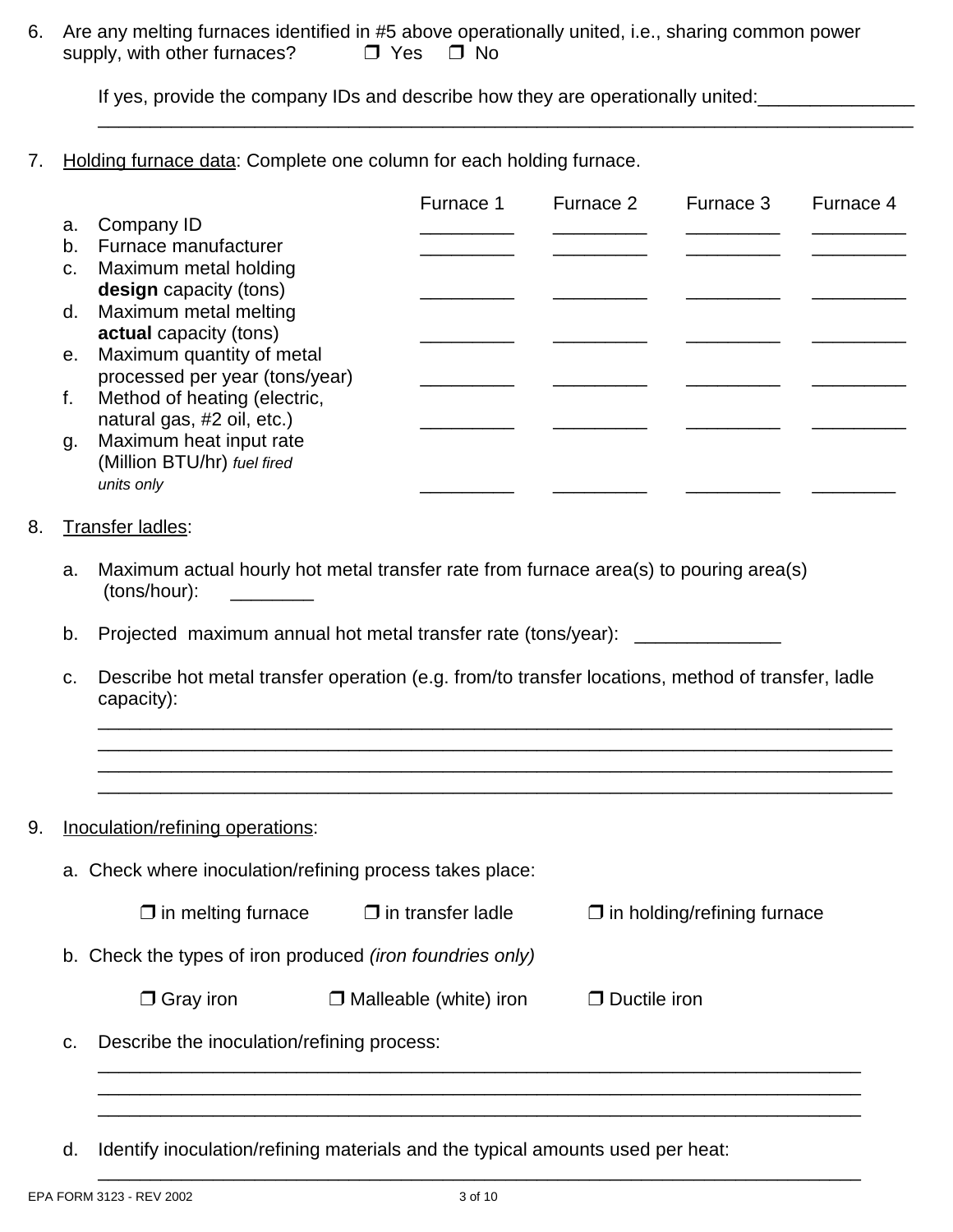6. Are any melting furnaces identified in #5 above operationally united, i.e., sharing common power supply, with other furnaces? ❒ Yes ❒ No

   If yes, provide the company IDs and describe how they are operationally united:_______________
   ________________________________________________________________________________

7. <u>Holding furnace data</u>: Complete one column for each holding furnace.

| | Furnace 1 | Furnace 2 | Furnace 3 | Furnace 4 |
|---|---|---|---|---|
| a. Company ID | _________ | _________ | _________ | _________ |
| b. Furnace manufacturer | _________ | _________ | _________ | _________ |
| c. Maximum metal holding **design** capacity (tons) | _________ | _________ | _________ | _________ |
| d. Maximum metal melting **actual** capacity (tons) | _________ | _________ | _________ | _________ |
| e. Maximum quantity of metal processed per year (tons/year) | _________ | _________ | _________ | _________ |
| f. Method of heating (electric, natural gas, #2 oil, etc.) | _________ | _________ | _________ | _________ |
| g. Maximum heat input rate (Million BTU/hr) *fuel fired units only* | _________ | _________ | _________ | ________ |

8. <u>Transfer ladles</u>:

   a. Maximum actual hourly hot metal transfer rate from furnace area(s) to pouring area(s) (tons/hour): ________

   b. Projected maximum annual hot metal transfer rate (tons/year): ______________

   c. Describe hot metal transfer operation (e.g. from/to transfer locations, method of transfer, ladle capacity):
   ________________________________________________________________________________
   ________________________________________________________________________________
   ________________________________________________________________________________
   ________________________________________________________________________________

9. <u>Inoculation/refining operations</u>:

   a. Check where inoculation/refining process takes place:

   ❒ in melting furnace ❒ in transfer ladle ❒ in holding/refining furnace

   b. Check the types of iron produced *(iron foundries only)*

   ❒ Gray iron ❒ Malleable (white) iron ❒ Ductile iron

   c. Describe the inoculation/refining process:
   ________________________________________________________________________________
   ________________________________________________________________________________
   ________________________________________________________________________________

   d. Identify inoculation/refining materials and the typical amounts used per heat:
   ________________________________________________________________________________

EPA FORM 3123 - REV 2002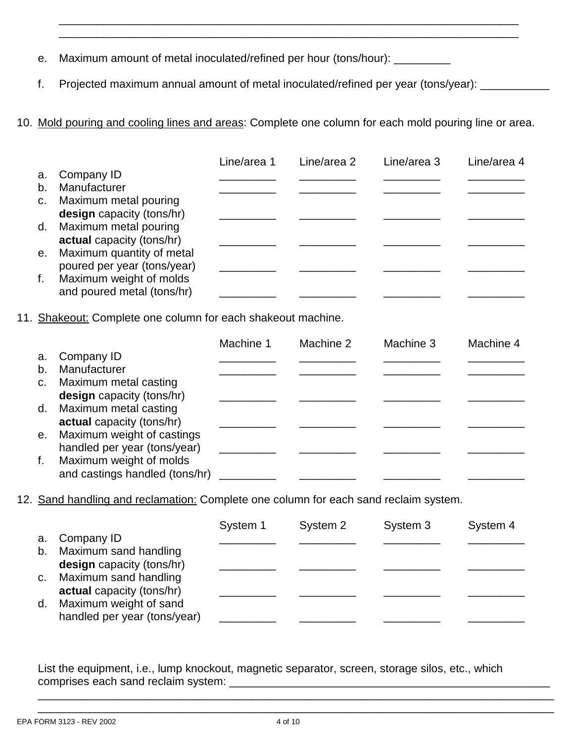\_\_\_\_\_\_\_\_\_\_\_\_\_\_\_\_\_\_\_\_\_\_\_\_\_\_\_\_\_\_\_\_\_\_\_\_\_\_\_\_\_\_\_\_\_\_\_\_\_\_\_\_\_\_\_\_\_\_\_\_\_\_\_\_\_\_\_\_\_\_
\_\_\_\_\_\_\_\_\_\_\_\_\_\_\_\_\_\_\_\_\_\_\_\_\_\_\_\_\_\_\_\_\_\_\_\_\_\_\_\_\_\_\_\_\_\_\_\_\_\_\_\_\_\_\_\_\_\_\_\_\_\_\_\_\_\_\_\_\_\_

e. Maximum amount of metal inoculated/refined per hour (tons/hour): _________

f. Projected maximum annual amount of metal inoculated/refined per year (tons/year): ___________

10. <u>Mold pouring and cooling lines and areas</u>: Complete one column for each mold pouring line or area.

| | Line/area 1 | Line/area 2 | Line/area 3 | Line/area 4 |
|---|---|---|---|---|
| a. Company ID | _________ | _________ | _________ | _________ |
| b. Manufacturer | _________ | _________ | _________ | _________ |
| c. Maximum metal pouring **design** capacity (tons/hr) | _________ | _________ | _________ | _________ |
| d. Maximum metal pouring **actual** capacity (tons/hr) | _________ | _________ | _________ | _________ |
| e. Maximum quantity of metal poured per year (tons/year) | _________ | _________ | _________ | _________ |
| f. Maximum weight of molds and poured metal (tons/hr) | _________ | _________ | _________ | _________ |

11. <u>Shakeout:</u> Complete one column for each shakeout machine.

| | Machine 1 | Machine 2 | Machine 3 | Machine 4 |
|---|---|---|---|---|
| a. Company ID | _________ | _________ | _________ | _________ |
| b. Manufacturer | _________ | _________ | _________ | _________ |
| c. Maximum metal casting **design** capacity (tons/hr) | _________ | _________ | _________ | _________ |
| d. Maximum metal casting **actual** capacity (tons/hr) | _________ | _________ | _________ | _________ |
| e. Maximum weight of castings handled per year (tons/year) | _________ | _________ | _________ | _________ |
| f. Maximum weight of molds and castings handled (tons/hr) | _________ | _________ | _________ | _________ |

12. <u>Sand handling and reclamation:</u> Complete one column for each sand reclaim system.

| | System 1 | System 2 | System 3 | System 4 |
|---|---|---|---|---|
| a. Company ID | _________ | _________ | _________ | _________ |
| b. Maximum sand handling **design** capacity (tons/hr) | _________ | _________ | _________ | _________ |
| c. Maximum sand handling **actual** capacity (tons/hr) | _________ | _________ | _________ | _________ |
| d. Maximum weight of sand handled per year (tons/year) | _________ | _________ | _________ | _________ |

List the equipment, i.e., lump knockout, magnetic separator, screen, storage silos, etc., which comprises each sand reclaim system: ______________________________________________________
\_\_\_\_\_\_\_\_\_\_\_\_\_\_\_\_\_\_\_\_\_\_\_\_\_\_\_\_\_\_\_\_\_\_\_\_\_\_\_\_\_\_\_\_\_\_\_\_\_\_\_\_\_\_\_\_\_\_\_\_\_\_\_\_\_\_\_\_\_\_\_\_\_\_
\_\_\_\_\_\_\_\_\_\_\_\_\_\_\_\_\_\_\_\_\_\_\_\_\_\_\_\_\_\_\_\_\_\_\_\_\_\_\_\_\_\_\_\_\_\_\_\_\_\_\_\_\_\_\_\_\_\_\_\_\_\_\_\_\_\_\_\_\_\_\_\_\_\_

EPA FORM 3123 - REV 2002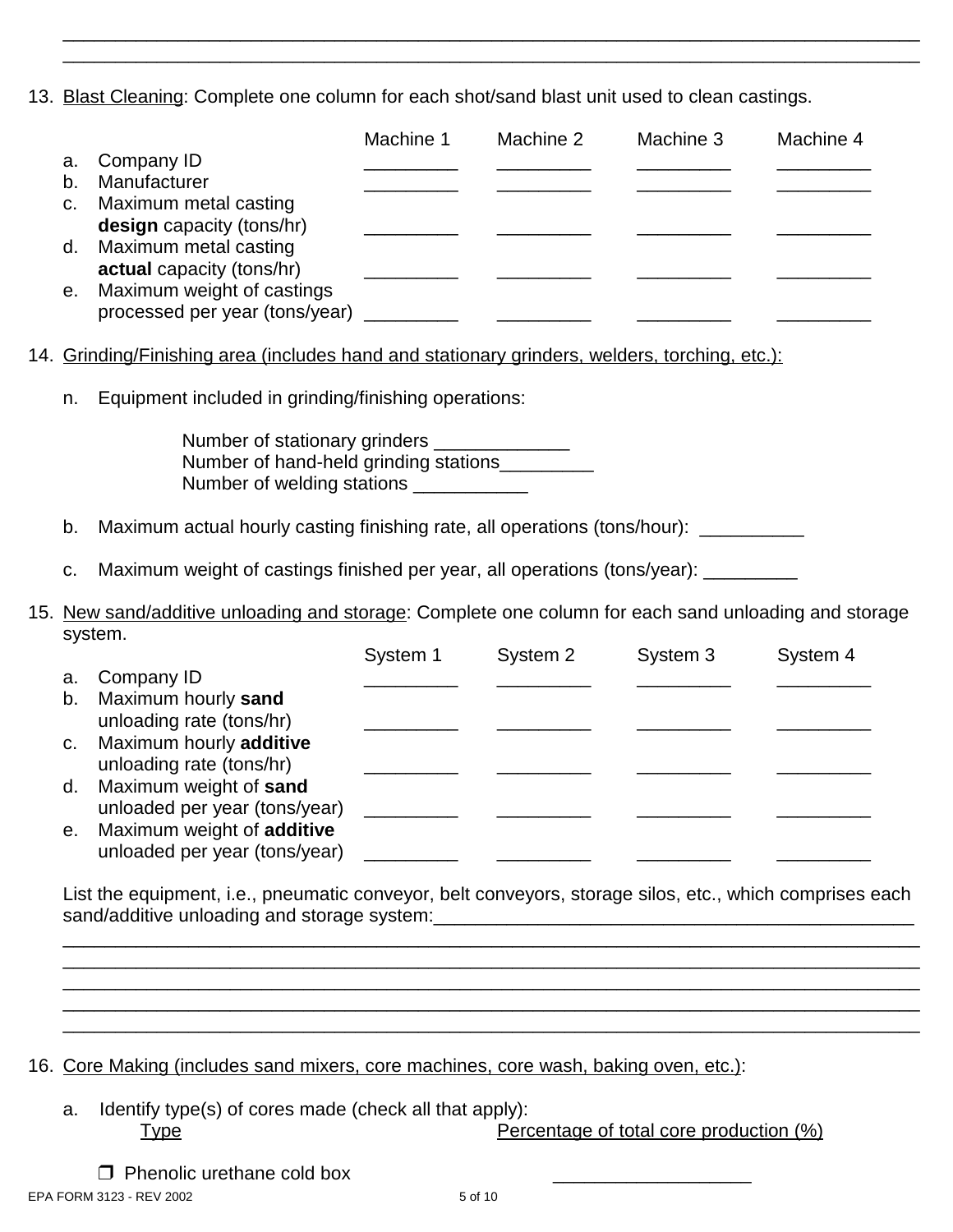\_\_\_\_\_\_\_\_\_\_\_\_\_\_\_\_\_\_\_\_\_\_\_\_\_\_\_\_\_\_\_\_\_\_\_\_\_\_\_\_\_\_\_\_\_\_\_\_\_\_\_\_\_\_\_\_\_\_\_\_\_\_\_\_\_\_\_\_\_\_\_\_\_\_\_\_

\_\_\_\_\_\_\_\_\_\_\_\_\_\_\_\_\_\_\_\_\_\_\_\_\_\_\_\_\_\_\_\_\_\_\_\_\_\_\_\_\_\_\_\_\_\_\_\_\_\_\_\_\_\_\_\_\_\_\_\_\_\_\_\_\_\_\_\_\_\_\_\_\_\_\_\_

13. <u>Blast Cleaning</u>: Complete one column for each shot/sand blast unit used to clean castings.

| | Machine 1 | Machine 2 | Machine 3 | Machine 4 |
|---|---|---|---|---|
| a. Company ID | _________ | _________ | _________ | _________ |
| b. Manufacturer | _________ | _________ | _________ | _________ |
| c. Maximum metal casting **design** capacity (tons/hr) | _________ | _________ | _________ | _________ |
| d. Maximum metal casting **actual** capacity (tons/hr) | _________ | _________ | _________ | _________ |
| e. Maximum weight of castings processed per year (tons/year) | _________ | _________ | _________ | _________ |

14. <u>Grinding/Finishing area (includes hand and stationary grinders, welders, torching, etc.):</u>

   n. Equipment included in grinding/finishing operations:

      Number of stationary grinders _____________
      Number of hand-held grinding stations_________
      Number of welding stations ___________

   b. Maximum actual hourly casting finishing rate, all operations (tons/hour): __________

   c. Maximum weight of castings finished per year, all operations (tons/year): _________

15. <u>New sand/additive unloading and storage</u>: Complete one column for each sand unloading and storage system.

| | System 1 | System 2 | System 3 | System 4 |
|---|---|---|---|---|
| a. Company ID | _________ | _________ | _________ | _________ |
| b. Maximum hourly **sand** unloading rate (tons/hr) | _________ | _________ | _________ | _________ |
| c. Maximum hourly **additive** unloading rate (tons/hr) | _________ | _________ | _________ | _________ |
| d. Maximum weight of **sand** unloaded per year (tons/year) | _________ | _________ | _________ | _________ |
| e. Maximum weight of **additive** unloaded per year (tons/year) | _________ | _________ | _________ | _________ |

List the equipment, i.e., pneumatic conveyor, belt conveyors, storage silos, etc., which comprises each sand/additive unloading and storage system:_______________________________________________

\_\_\_\_\_\_\_\_\_\_\_\_\_\_\_\_\_\_\_\_\_\_\_\_\_\_\_\_\_\_\_\_\_\_\_\_\_\_\_\_\_\_\_\_\_\_\_\_\_\_\_\_\_\_\_\_\_\_\_\_\_\_\_\_\_\_\_\_\_\_\_\_\_\_\_\_

\_\_\_\_\_\_\_\_\_\_\_\_\_\_\_\_\_\_\_\_\_\_\_\_\_\_\_\_\_\_\_\_\_\_\_\_\_\_\_\_\_\_\_\_\_\_\_\_\_\_\_\_\_\_\_\_\_\_\_\_\_\_\_\_\_\_\_\_\_\_\_\_\_\_\_\_

\_\_\_\_\_\_\_\_\_\_\_\_\_\_\_\_\_\_\_\_\_\_\_\_\_\_\_\_\_\_\_\_\_\_\_\_\_\_\_\_\_\_\_\_\_\_\_\_\_\_\_\_\_\_\_\_\_\_\_\_\_\_\_\_\_\_\_\_\_\_\_\_\_\_\_\_

\_\_\_\_\_\_\_\_\_\_\_\_\_\_\_\_\_\_\_\_\_\_\_\_\_\_\_\_\_\_\_\_\_\_\_\_\_\_\_\_\_\_\_\_\_\_\_\_\_\_\_\_\_\_\_\_\_\_\_\_\_\_\_\_\_\_\_\_\_\_\_\_\_\_\_\_

\_\_\_\_\_\_\_\_\_\_\_\_\_\_\_\_\_\_\_\_\_\_\_\_\_\_\_\_\_\_\_\_\_\_\_\_\_\_\_\_\_\_\_\_\_\_\_\_\_\_\_\_\_\_\_\_\_\_\_\_\_\_\_\_\_\_\_\_\_\_\_\_\_\_\_\_

16. <u>Core Making (includes sand mixers, core machines, core wash, baking oven, etc.)</u>:

   a. Identify type(s) of cores made (check all that apply):

| <u>Type</u> | <u>Percentage of total core production (%)</u> |
|---|---|
| ❒ Phenolic urethane cold box | __________________ |

EPA FORM 3123 - REV 2002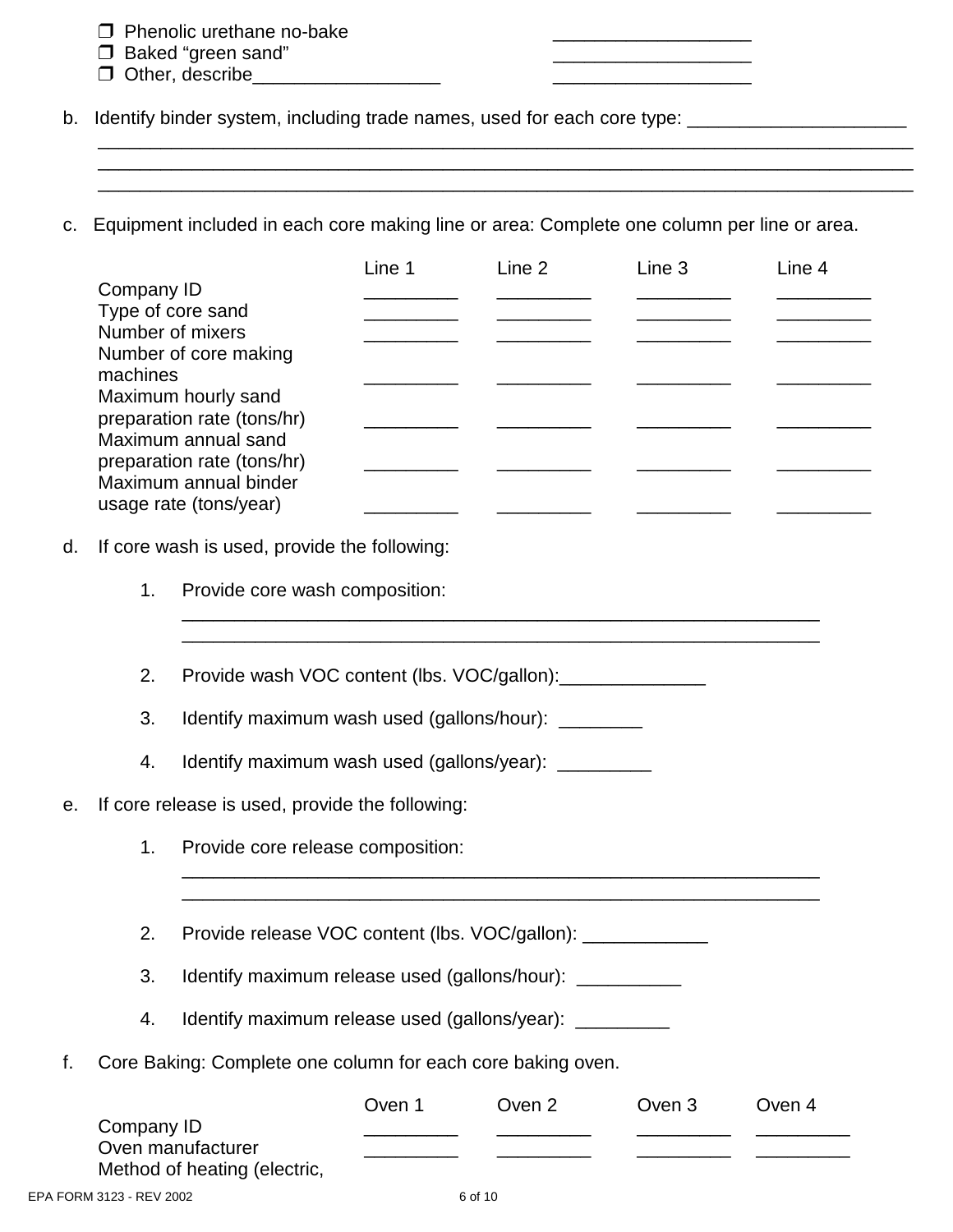- ❒ Phenolic urethane no-bake ___________________
- ❒ Baked “green sand” ___________________
- ❒ Other, describe__________________ ___________________

b. Identify binder system, including trade names, used for each core type: _____________________
______________________________________________________________________________
______________________________________________________________________________
______________________________________________________________________________

c. Equipment included in each core making line or area: Complete one column per line or area.

| | Line 1 | Line 2 | Line 3 | Line 4 |
|---|---|---|---|---|
| Company ID | _________ | _________ | _________ | _________ |
| Type of core sand | _________ | _________ | _________ | _________ |
| Number of mixers | _________ | _________ | _________ | _________ |
| Number of core making machines | _________ | _________ | _________ | _________ |
| Maximum hourly sand preparation rate (tons/hr) | _________ | _________ | _________ | _________ |
| Maximum annual sand preparation rate (tons/hr) | _________ | _________ | _________ | _________ |
| Maximum annual binder usage rate (tons/year) | _________ | _________ | _________ | _________ |

d. If core wash is used, provide the following:

1. Provide core wash composition:
______________________________________________________________
______________________________________________________________

2. Provide wash VOC content (lbs. VOC/gallon):______________

3. Identify maximum wash used (gallons/hour): ________

4. Identify maximum wash used (gallons/year): _________

e. If core release is used, provide the following:

1. Provide core release composition:
______________________________________________________________
______________________________________________________________

2. Provide release VOC content (lbs. VOC/gallon): ____________

3. Identify maximum release used (gallons/hour): __________

4. Identify maximum release used (gallons/year): _________

f. Core Baking: Complete one column for each core baking oven.

| | Oven 1 | Oven 2 | Oven 3 | Oven 4 |
|---|---|---|---|---|
| Company ID | _________ | _________ | _________ | _________ |
| Oven manufacturer | _________ | _________ | _________ | _________ |
| Method of heating (electric, | | | | |

EPA FORM 3123 - REV 2002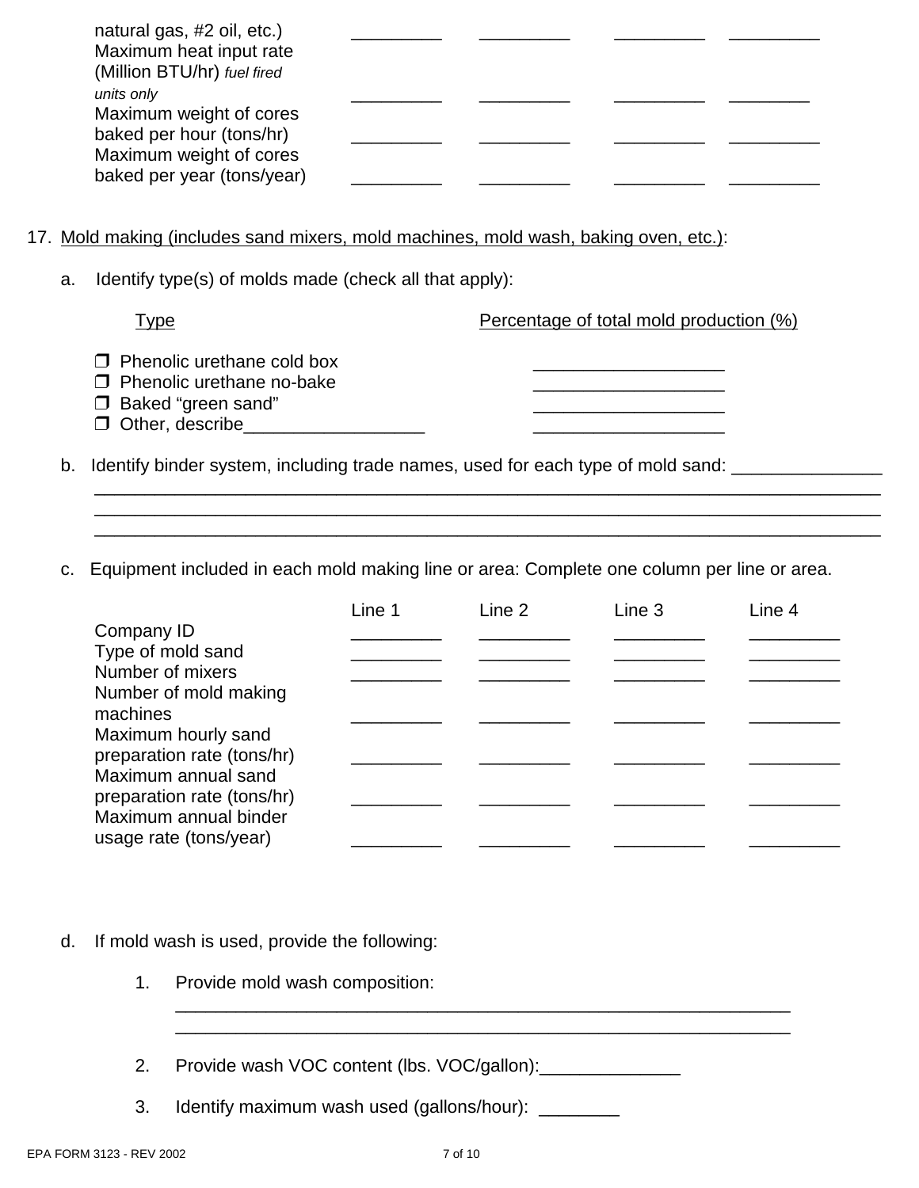| | | | | |
|---|---|---|---|---|
| natural gas, #2 oil, etc.) | _________ | _________ | _________ | _________ |
| Maximum heat input rate (Million BTU/hr) *fuel fired units only* | _________ | _________ | _________ | ________ |
| Maximum weight of cores baked per hour (tons/hr) | _________ | _________ | _________ | _________ |
| Maximum weight of cores baked per year (tons/year) | _________ | _________ | _________ | _________ |

17. Mold making (includes sand mixers, mold machines, mold wash, baking oven, etc.):

a. Identify type(s) of molds made (check all that apply):

| Type | Percentage of total mold production (%) |
|---|---|
| ❒ Phenolic urethane cold box | ___________________ |
| ❒ Phenolic urethane no-bake | ___________________ |
| ❒ Baked "green sand" | ___________________ |
| ❒ Other, describe__________________ | ___________________ |

b. Identify binder system, including trade names, used for each type of mold sand: _______________
_______________________________________________________________________________
_______________________________________________________________________________
_______________________________________________________________________________

c. Equipment included in each mold making line or area: Complete one column per line or area.

| | Line 1 | Line 2 | Line 3 | Line 4 |
|---|---|---|---|---|
| Company ID | _________ | _________ | _________ | _________ |
| Type of mold sand | _________ | _________ | _________ | _________ |
| Number of mixers | _________ | _________ | _________ | _________ |
| Number of mold making machines | _________ | _________ | _________ | _________ |
| Maximum hourly sand preparation rate (tons/hr) | _________ | _________ | _________ | _________ |
| Maximum annual sand preparation rate (tons/hr) | _________ | _________ | _________ | _________ |
| Maximum annual binder usage rate (tons/year) | _________ | _________ | _________ | _________ |

d. If mold wash is used, provide the following:

1. Provide mold wash composition:
_______________________________________________________________
_______________________________________________________________

2. Provide wash VOC content (lbs. VOC/gallon):______________

3. Identify maximum wash used (gallons/hour): ________

EPA FORM 3123 - REV 2002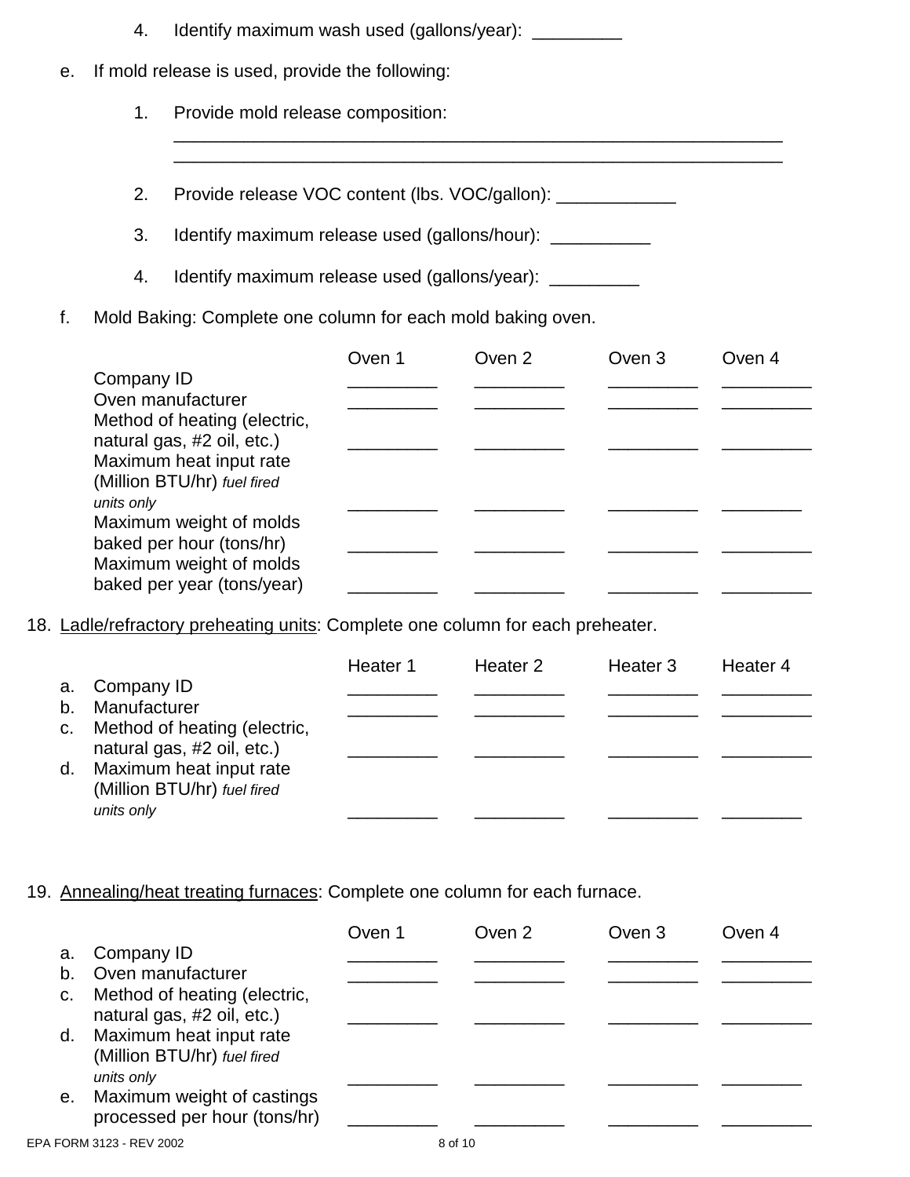4. Identify maximum wash used (gallons/year): _________

e. If mold release is used, provide the following:

1. Provide mold release composition:
______________________________________________________________
______________________________________________________________

2. Provide release VOC content (lbs. VOC/gallon): ____________

3. Identify maximum release used (gallons/hour): __________

4. Identify maximum release used (gallons/year): _________

f. Mold Baking: Complete one column for each mold baking oven.

| | Oven 1 | Oven 2 | Oven 3 | Oven 4 |
|---|---|---|---|---|
| Company ID | _________ | _________ | _________ | _________ |
| Oven manufacturer | _________ | _________ | _________ | _________ |
| Method of heating (electric, natural gas, #2 oil, etc.) | _________ | _________ | _________ | _________ |
| Maximum heat input rate (Million BTU/hr) *fuel fired units only* | _________ | _________ | _________ | ________ |
| Maximum weight of molds baked per hour (tons/hr) | _________ | _________ | _________ | _________ |
| Maximum weight of molds baked per year (tons/year) | _________ | _________ | _________ | _________ |

18. Ladle/refractory preheating units: Complete one column for each preheater.

| | Heater 1 | Heater 2 | Heater 3 | Heater 4 |
|---|---|---|---|---|
| a. Company ID | _________ | _________ | _________ | _________ |
| b. Manufacturer | _________ | _________ | _________ | _________ |
| c. Method of heating (electric, natural gas, #2 oil, etc.) | _________ | _________ | _________ | _________ |
| d. Maximum heat input rate (Million BTU/hr) *fuel fired units only* | _________ | _________ | _________ | ________ |

19. Annealing/heat treating furnaces: Complete one column for each furnace.

| | Oven 1 | Oven 2 | Oven 3 | Oven 4 |
|---|---|---|---|---|
| a. Company ID | _________ | _________ | _________ | _________ |
| b. Oven manufacturer | _________ | _________ | _________ | _________ |
| c. Method of heating (electric, natural gas, #2 oil, etc.) | _________ | _________ | _________ | _________ |
| d. Maximum heat input rate (Million BTU/hr) *fuel fired units only* | _________ | _________ | _________ | ________ |
| e. Maximum weight of castings processed per hour (tons/hr) | _________ | _________ | _________ | _________ |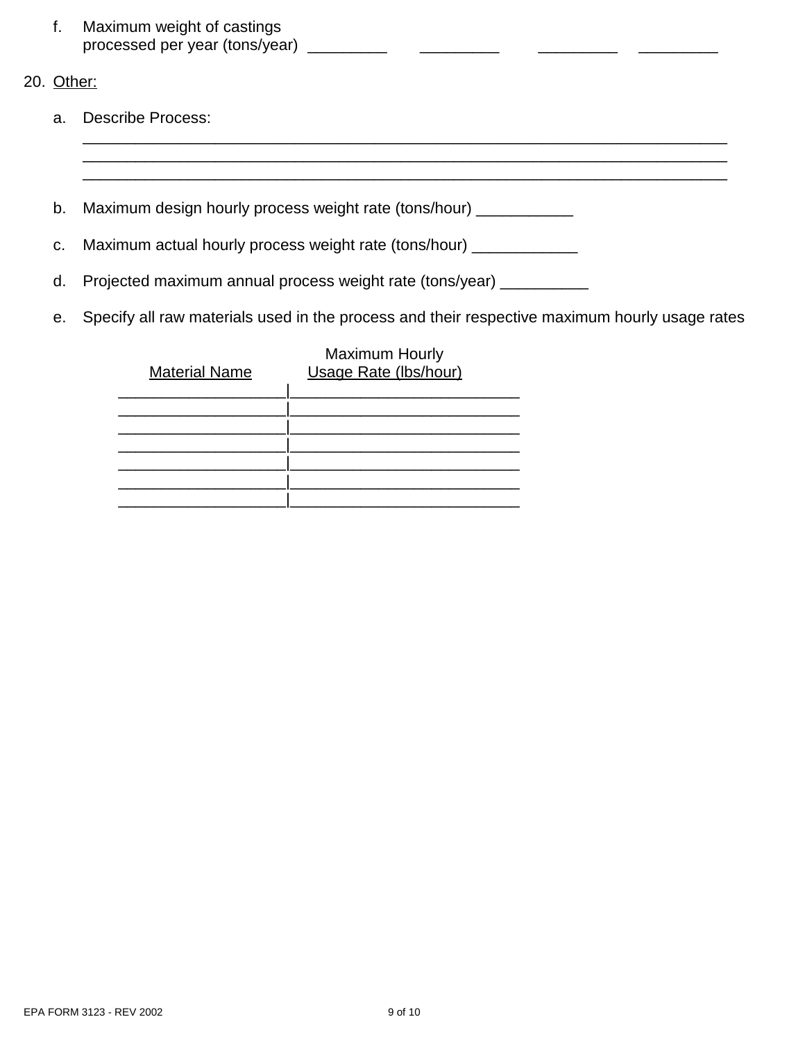f. Maximum weight of castings processed per year (tons/year) _________ _________ _________ _________

20. Other:

a. Describe Process:
___________________________________________________________________________
___________________________________________________________________________
___________________________________________________________________________

b. Maximum design hourly process weight rate (tons/hour) ___________

c. Maximum actual hourly process weight rate (tons/hour) ____________

d. Projected maximum annual process weight rate (tons/year) __________

e. Specify all raw materials used in the process and their respective maximum hourly usage rates

| Material Name | Maximum Hourly Usage Rate (lbs/hour) |
|---|---|
| | |
| | |
| | |
| | |
| | |
| | |
| | |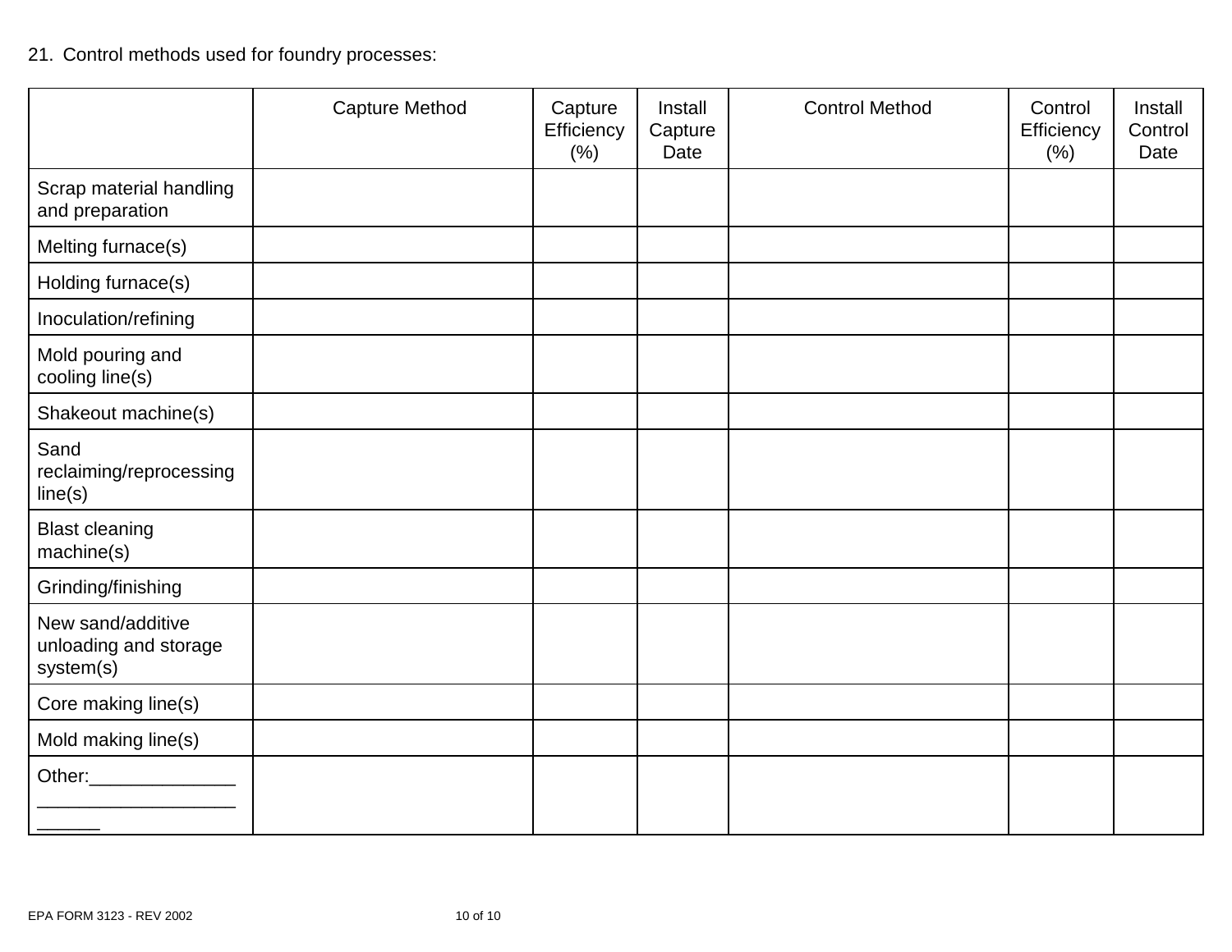21. Control methods used for foundry processes:

| | Capture Method | Capture Efficiency (%) | Install Capture Date | Control Method | Control Efficiency (%) | Install Control Date |
|---|---|---|---|---|---|---|
| Scrap material handling and preparation | | | | | | |
| Melting furnace(s) | | | | | | |
| Holding furnace(s) | | | | | | |
| Inoculation/refining | | | | | | |
| Mold pouring and cooling line(s) | | | | | | |
| Shakeout machine(s) | | | | | | |
| Sand reclaiming/reprocessing line(s) | | | | | | |
| Blast cleaning machine(s) | | | | | | |
| Grinding/finishing | | | | | | |
| New sand/additive unloading and storage system(s) | | | | | | |
| Core making line(s) | | | | | | |
| Mold making line(s) | | | | | | |
| Other:______________ ___________________ ______ | | | | | | |

EPA FORM 3123 - REV 2002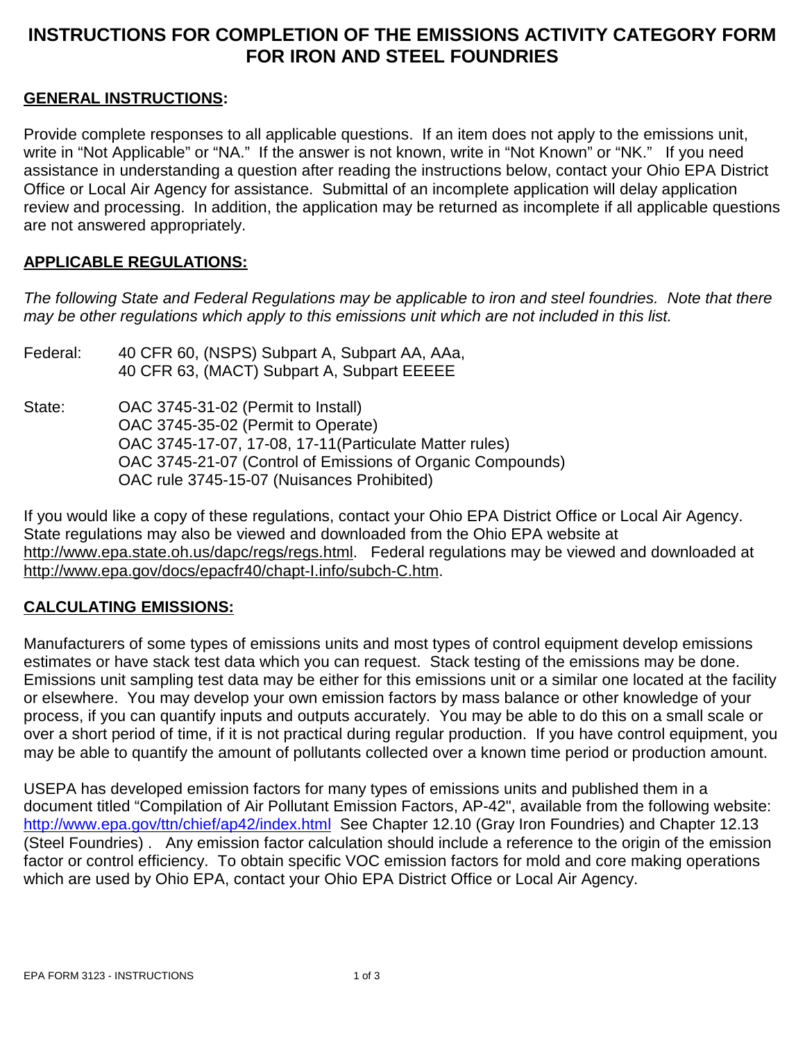# INSTRUCTIONS FOR COMPLETION OF THE EMISSIONS ACTIVITY CATEGORY FORM FOR IRON AND STEEL FOUNDRIES

## GENERAL INSTRUCTIONS:

Provide complete responses to all applicable questions. If an item does not apply to the emissions unit, write in "Not Applicable" or "NA." If the answer is not known, write in "Not Known" or "NK." If you need assistance in understanding a question after reading the instructions below, contact your Ohio EPA District Office or Local Air Agency for assistance. Submittal of an incomplete application will delay application review and processing. In addition, the application may be returned as incomplete if all applicable questions are not answered appropriately.

## APPLICABLE REGULATIONS:

*The following State and Federal Regulations may be applicable to iron and steel foundries. Note that there may be other regulations which apply to this emissions unit which are not included in this list.*

Federal: 40 CFR 60, (NSPS) Subpart A, Subpart AA, AAa,
40 CFR 63, (MACT) Subpart A, Subpart EEEEE

State: OAC 3745-31-02 (Permit to Install)
OAC 3745-35-02 (Permit to Operate)
OAC 3745-17-07, 17-08, 17-11(Particulate Matter rules)
OAC 3745-21-07 (Control of Emissions of Organic Compounds)
OAC rule 3745-15-07 (Nuisances Prohibited)

If you would like a copy of these regulations, contact your Ohio EPA District Office or Local Air Agency. State regulations may also be viewed and downloaded from the Ohio EPA website at http://www.epa.state.oh.us/dapc/regs/regs.html. Federal regulations may be viewed and downloaded at http://www.epa.gov/docs/epacfr40/chapt-I.info/subch-C.htm.

## CALCULATING EMISSIONS:

Manufacturers of some types of emissions units and most types of control equipment develop emissions estimates or have stack test data which you can request. Stack testing of the emissions may be done. Emissions unit sampling test data may be either for this emissions unit or a similar one located at the facility or elsewhere. You may develop your own emission factors by mass balance or other knowledge of your process, if you can quantify inputs and outputs accurately. You may be able to do this on a small scale or over a short period of time, if it is not practical during regular production. If you have control equipment, you may be able to quantify the amount of pollutants collected over a known time period or production amount.

USEPA has developed emission factors for many types of emissions units and published them in a document titled "Compilation of Air Pollutant Emission Factors, AP-42", available from the following website: http://www.epa.gov/ttn/chief/ap42/index.html See Chapter 12.10 (Gray Iron Foundries) and Chapter 12.13 (Steel Foundries) . Any emission factor calculation should include a reference to the origin of the emission factor or control efficiency. To obtain specific VOC emission factors for mold and core making operations which are used by Ohio EPA, contact your Ohio EPA District Office or Local Air Agency.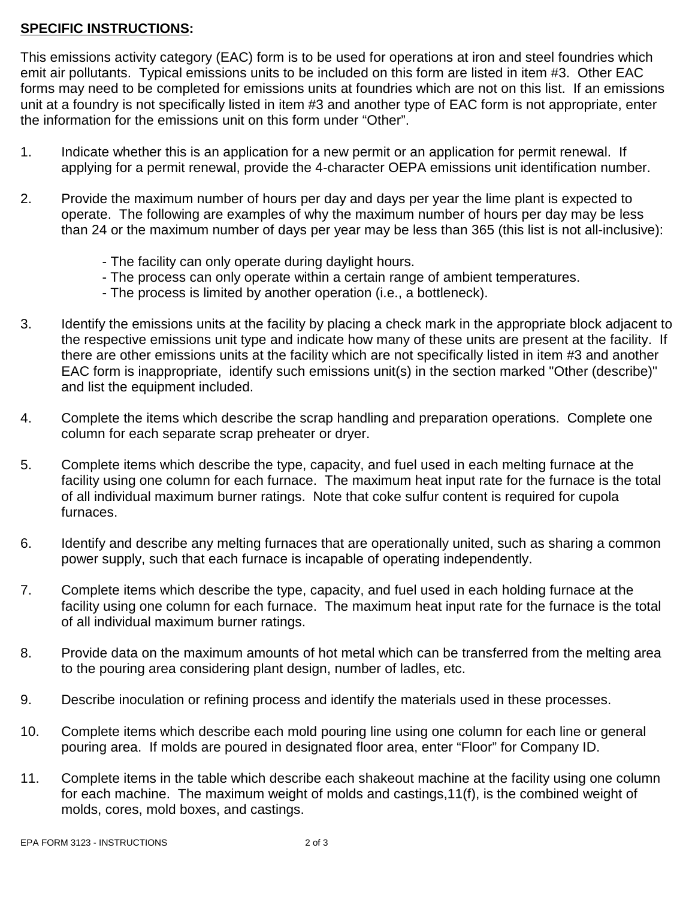**SPECIFIC INSTRUCTIONS:**

This emissions activity category (EAC) form is to be used for operations at iron and steel foundries which emit air pollutants. Typical emissions units to be included on this form are listed in item #3. Other EAC forms may need to be completed for emissions units at foundries which are not on this list. If an emissions unit at a foundry is not specifically listed in item #3 and another type of EAC form is not appropriate, enter the information for the emissions unit on this form under “Other”.

1. Indicate whether this is an application for a new permit or an application for permit renewal. If applying for a permit renewal, provide the 4-character OEPA emissions unit identification number.

2. Provide the maximum number of hours per day and days per year the lime plant is expected to operate. The following are examples of why the maximum number of hours per day may be less than 24 or the maximum number of days per year may be less than 365 (this list is not all-inclusive):

   - The facility can only operate during daylight hours.
   - The process can only operate within a certain range of ambient temperatures.
   - The process is limited by another operation (i.e., a bottleneck).

3. Identify the emissions units at the facility by placing a check mark in the appropriate block adjacent to the respective emissions unit type and indicate how many of these units are present at the facility. If there are other emissions units at the facility which are not specifically listed in item #3 and another EAC form is inappropriate, identify such emissions unit(s) in the section marked "Other (describe)" and list the equipment included.

4. Complete the items which describe the scrap handling and preparation operations. Complete one column for each separate scrap preheater or dryer.

5. Complete items which describe the type, capacity, and fuel used in each melting furnace at the facility using one column for each furnace. The maximum heat input rate for the furnace is the total of all individual maximum burner ratings. Note that coke sulfur content is required for cupola furnaces.

6. Identify and describe any melting furnaces that are operationally united, such as sharing a common power supply, such that each furnace is incapable of operating independently.

7. Complete items which describe the type, capacity, and fuel used in each holding furnace at the facility using one column for each furnace. The maximum heat input rate for the furnace is the total of all individual maximum burner ratings.

8. Provide data on the maximum amounts of hot metal which can be transferred from the melting area to the pouring area considering plant design, number of ladles, etc.

9. Describe inoculation or refining process and identify the materials used in these processes.

10. Complete items which describe each mold pouring line using one column for each line or general pouring area. If molds are poured in designated floor area, enter “Floor” for Company ID.

11. Complete items in the table which describe each shakeout machine at the facility using one column for each machine. The maximum weight of molds and castings,11(f), is the combined weight of molds, cores, mold boxes, and castings.

EPA FORM 3123 - INSTRUCTIONS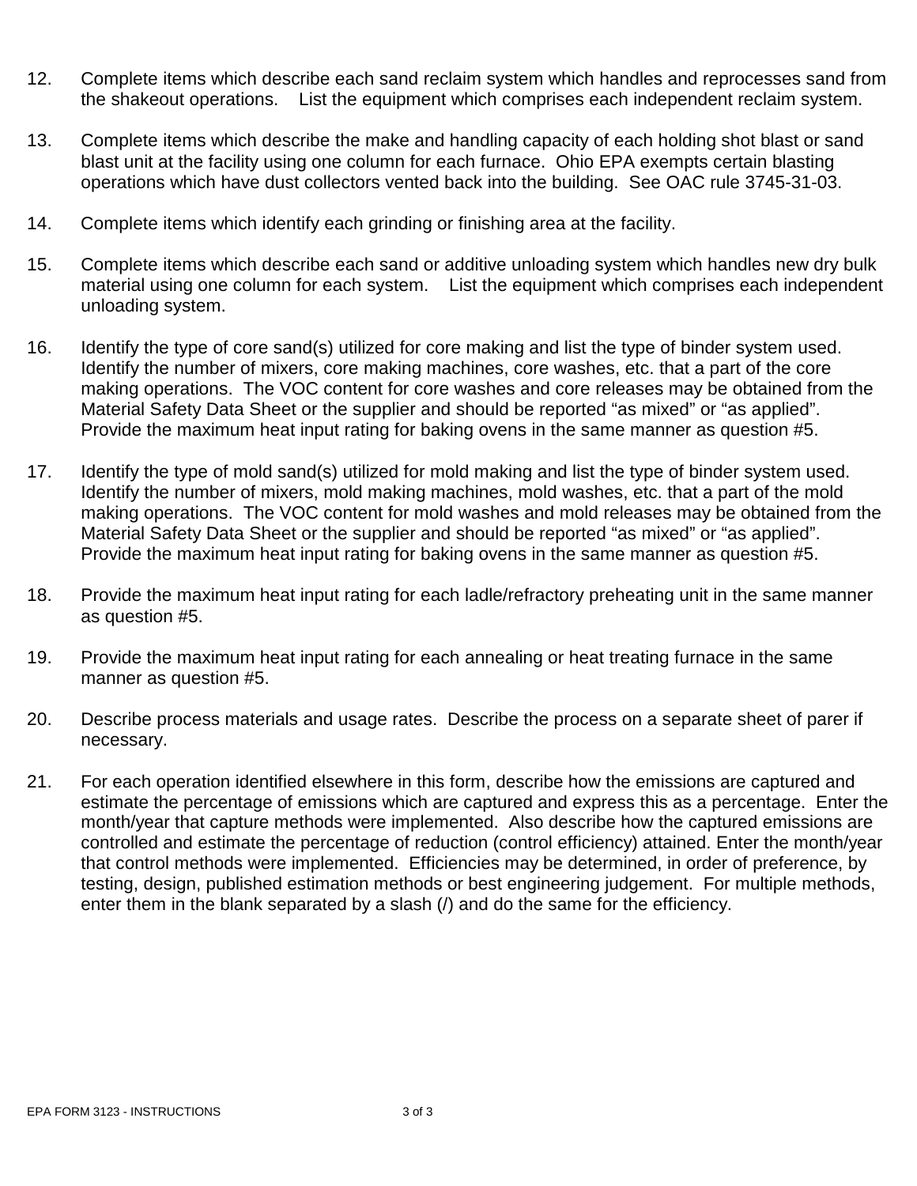12. Complete items which describe each sand reclaim system which handles and reprocesses sand from the shakeout operations.  List the equipment which comprises each independent reclaim system.

13. Complete items which describe the make and handling capacity of each holding shot blast or sand blast unit at the facility using one column for each furnace. Ohio EPA exempts certain blasting operations which have dust collectors vented back into the building. See OAC rule 3745-31-03.

14. Complete items which identify each grinding or finishing area at the facility.

15. Complete items which describe each sand or additive unloading system which handles new dry bulk material using one column for each system.  List the equipment which comprises each independent unloading system.

16. Identify the type of core sand(s) utilized for core making and list the type of binder system used. Identify the number of mixers, core making machines, core washes, etc. that a part of the core making operations. The VOC content for core washes and core releases may be obtained from the Material Safety Data Sheet or the supplier and should be reported "as mixed" or "as applied". Provide the maximum heat input rating for baking ovens in the same manner as question #5.

17. Identify the type of mold sand(s) utilized for mold making and list the type of binder system used. Identify the number of mixers, mold making machines, mold washes, etc. that a part of the mold making operations. The VOC content for mold washes and mold releases may be obtained from the Material Safety Data Sheet or the supplier and should be reported "as mixed" or "as applied". Provide the maximum heat input rating for baking ovens in the same manner as question #5.

18. Provide the maximum heat input rating for each ladle/refractory preheating unit in the same manner as question #5.

19. Provide the maximum heat input rating for each annealing or heat treating furnace in the same manner as question #5.

20. Describe process materials and usage rates. Describe the process on a separate sheet of parer if necessary.

21. For each operation identified elsewhere in this form, describe how the emissions are captured and estimate the percentage of emissions which are captured and express this as a percentage. Enter the month/year that capture methods were implemented. Also describe how the captured emissions are controlled and estimate the percentage of reduction (control efficiency) attained. Enter the month/year that control methods were implemented. Efficiencies may be determined, in order of preference, by testing, design, published estimation methods or best engineering judgement. For multiple methods, enter them in the blank separated by a slash (/) and do the same for the efficiency.

EPA FORM 3123 - INSTRUCTIONS